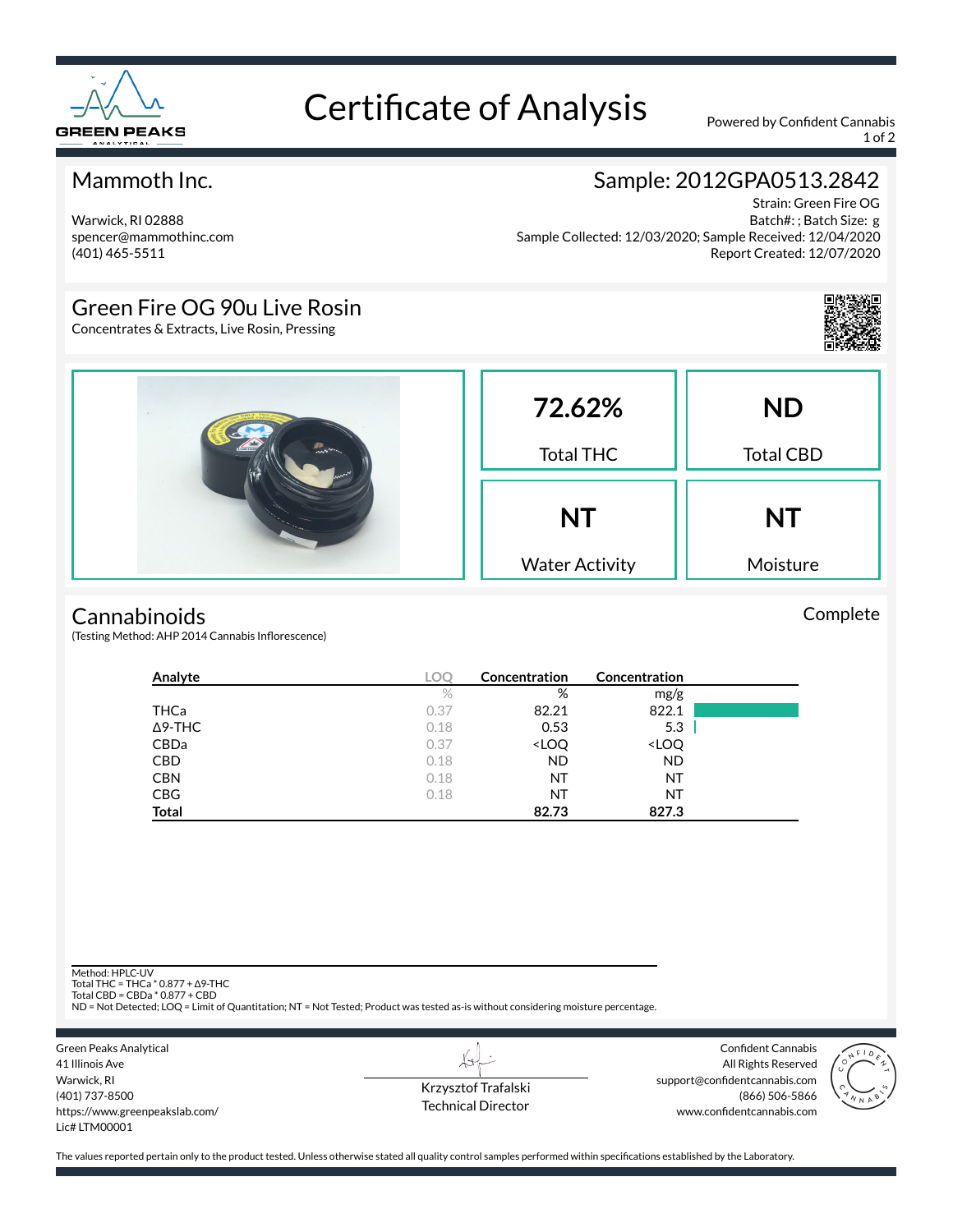# Certificate of Analysis

Powered by Confident Cannabis

## Mammoth Inc.

Warwick, RI 02888
spencer@mammothinc.com
(401) 465-5511

## Sample: 2012GPA0513.2842

Strain: Green Fire OG
Batch#: ; Batch Size: g
Sample Collected: 12/03/2020; Sample Received: 12/04/2020
Report Created: 12/07/2020

## Green Fire OG 90u Live Rosin

Concentrates & Extracts, Live Rosin, Pressing

| 72.62% | ND |
|---|---|
| Total THC | Total CBD |
| **NT** | **NT** |
| Water Activity | Moisture |

## Cannabinoids

Complete

(Testing Method: AHP 2014 Cannabis Inflorescence)

| Analyte | LOQ | Concentration | Concentration |
|---|---|---|---|
| | % | % | mg/g |
| THCa | 0.37 | 82.21 | 822.1 |
| Δ9-THC | 0.18 | 0.53 | 5.3 |
| CBDa | 0.37 | <LOQ | <LOQ |
| CBD | 0.18 | ND | ND |
| CBN | 0.18 | NT | NT |
| CBG | 0.18 | NT | NT |
| **Total** | | **82.73** | **827.3** |

Method: HPLC-UV
Total THC = THCa * 0.877 + Δ9-THC
Total CBD = CBDa * 0.877 + CBD
ND = Not Detected; LOQ = Limit of Quantitation; NT = Not Tested; Product was tested as-is without considering moisture percentage.

Green Peaks Analytical
41 Illinois Ave
Warwick, RI
(401) 737-8500
https://www.greenpeakslab.com/
Lic# LTM00001

Krzysztof Trafalski
Technical Director

Confident Cannabis
All Rights Reserved
support@confidentcannabis.com
(866) 506-5866
www.confidentcannabis.com

The values reported pertain only to the product tested. Unless otherwise stated all quality control samples performed within specifications established by the Laboratory.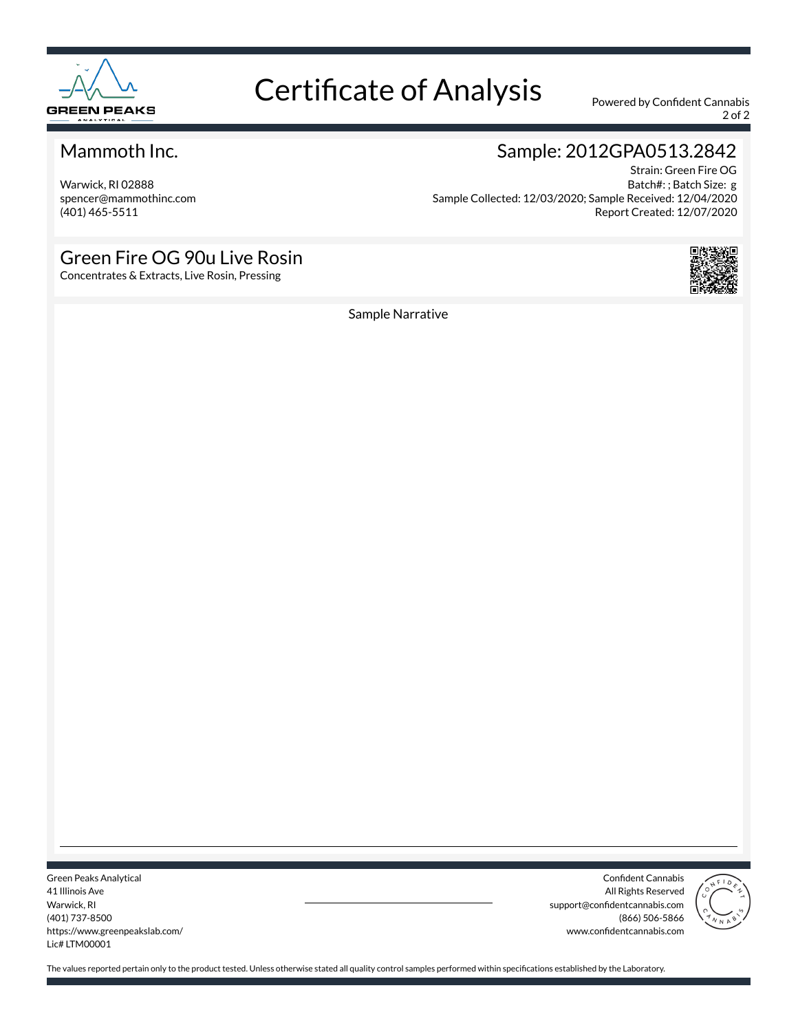# Certificate of Analysis

Powered by Confident Cannabis

## Mammoth Inc.

Warwick, RI 02888
spencer@mammothinc.com
(401) 465-5511

## Sample: 2012GPA0513.2842

Strain: Green Fire OG
Batch#: ; Batch Size: g
Sample Collected: 12/03/2020; Sample Received: 12/04/2020
Report Created: 12/07/2020

## Green Fire OG 90u Live Rosin

Concentrates & Extracts, Live Rosin, Pressing

### Sample Narrative

Green Peaks Analytical
41 Illinois Ave
Warwick, RI
(401) 737-8500
https://www.greenpeakslab.com/
Lic# LTM00001

Confident Cannabis
All Rights Reserved
support@confidentcannabis.com
(866) 506-5866
www.confidentcannabis.com

The values reported pertain only to the product tested. Unless otherwise stated all quality control samples performed within specifications established by the Laboratory.